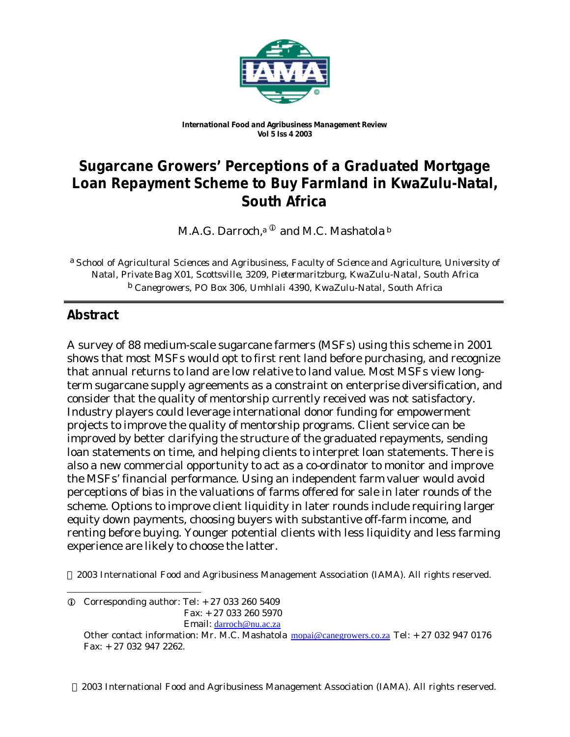*International Food and Agribusiness Management Review*
*Vol 5 Iss 4 2003*

# Sugarcane Growers' Perceptions of a Graduated Mortgage Loan Repayment Scheme to Buy Farmland in KwaZulu-Natal, South Africa

M.A.G. Darroch,[a] ① and M.C. Mashatola [b]

[a] *School of Agricultural Sciences and Agribusiness, Faculty of Science and Agriculture, University of Natal, Private Bag X01, Scottsville, 3209, Pietermaritzburg, KwaZulu-Natal, South Africa*
[b] *Canegrowers, PO Box 306, Umhlali 4390, KwaZulu-Natal, South Africa*

## Abstract

A survey of 88 medium-scale sugarcane farmers (MSFs) using this scheme in 2001 shows that most MSFs would opt to first rent land before purchasing, and recognize that annual returns to land are low relative to land value. Most MSFs view long-term sugarcane supply agreements as a constraint on enterprise diversification, and consider that the quality of mentorship currently received was not satisfactory. Industry players could leverage international donor funding for empowerment projects to improve the quality of mentorship programs. Client service can be improved by better clarifying the structure of the graduated repayments, sending loan statements on time, and helping clients to interpret loan statements. There is also a new commercial opportunity to act as a co-ordinator to monitor and improve the MSFs' financial performance. Using an independent farm valuer would avoid perceptions of bias in the valuations of farms offered for sale in later rounds of the scheme. Options to improve client liquidity in later rounds include requiring larger equity down payments, choosing buyers with substantive off-farm income, and renting before buying. Younger potential clients with less liquidity and less farming experience are likely to choose the latter.

© 2003 International Food and Agribusiness Management Association (IAMA). All rights reserved.

---

① Corresponding author: Tel: + 27 033 260 5409
Fax: + 27 033 260 5970
Email: darroch@nu.ac.za

Other contact information: Mr. M.C. Mashatola mopai@canegrowers.co.za Tel: + 27 032 947 0176 Fax: + 27 032 947 2262.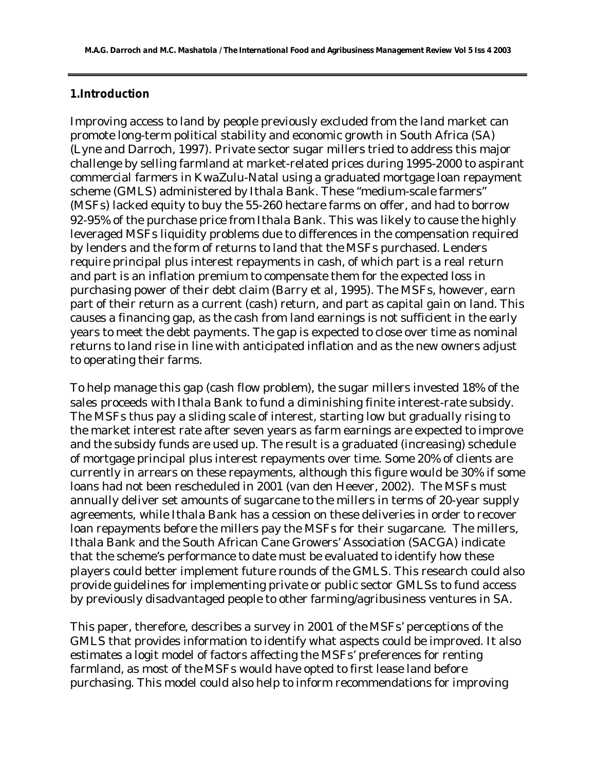## 1. Introduction

Improving access to land by people previously excluded from the land market can promote long-term political stability and economic growth in South Africa (SA) (Lyne and Darroch, 1997). Private sector sugar millers tried to address this major challenge by selling farmland at market-related prices during 1995-2000 to aspirant commercial farmers in KwaZulu-Natal using a graduated mortgage loan repayment scheme (GMLS) administered by Ithala Bank. These "medium-scale farmers" (MSFs) lacked equity to buy the 55-260 hectare farms on offer, and had to borrow 92-95% of the purchase price from Ithala Bank. This was likely to cause the highly leveraged MSFs liquidity problems due to differences in the compensation required by lenders and the form of returns to land that the MSFs purchased. Lenders require principal plus interest repayments in cash, of which part is a real return and part is an inflation premium to compensate them for the expected loss in purchasing power of their debt claim (Barry et al, 1995). The MSFs, however, earn part of their return as a current (cash) return, and part as capital gain on land. This causes a financing gap, as the cash from land earnings is not sufficient in the early years to meet the debt payments. The gap is expected to close over time as nominal returns to land rise in line with anticipated inflation and as the new owners adjust to operating their farms.

To help manage this gap (cash flow problem), the sugar millers invested 18% of the sales proceeds with Ithala Bank to fund a diminishing finite interest-rate subsidy. The MSFs thus pay a sliding scale of interest, starting low but gradually rising to the market interest rate after seven years as farm earnings are expected to improve and the subsidy funds are used up. The result is a graduated (increasing) schedule of mortgage principal plus interest repayments over time. Some 20% of clients are currently in arrears on these repayments, although this figure would be 30% if some loans had not been rescheduled in 2001 (van den Heever, 2002). The MSFs must annually deliver set amounts of sugarcane to the millers in terms of 20-year supply agreements, while Ithala Bank has a cession on these deliveries in order to recover loan repayments before the millers pay the MSFs for their sugarcane. The millers, Ithala Bank and the South African Cane Growers' Association (SACGA) indicate that the scheme's performance to date must be evaluated to identify how these players could better implement future rounds of the GMLS. This research could also provide guidelines for implementing private or public sector GMLSs to fund access by previously disadvantaged people to other farming/agribusiness ventures in SA.

This paper, therefore, describes a survey in 2001 of the MSFs' perceptions of the GMLS that provides information to identify what aspects could be improved. It also estimates a logit model of factors affecting the MSFs' preferences for renting farmland, as most of the MSFs would have opted to first lease land before purchasing. This model could also help to inform recommendations for improving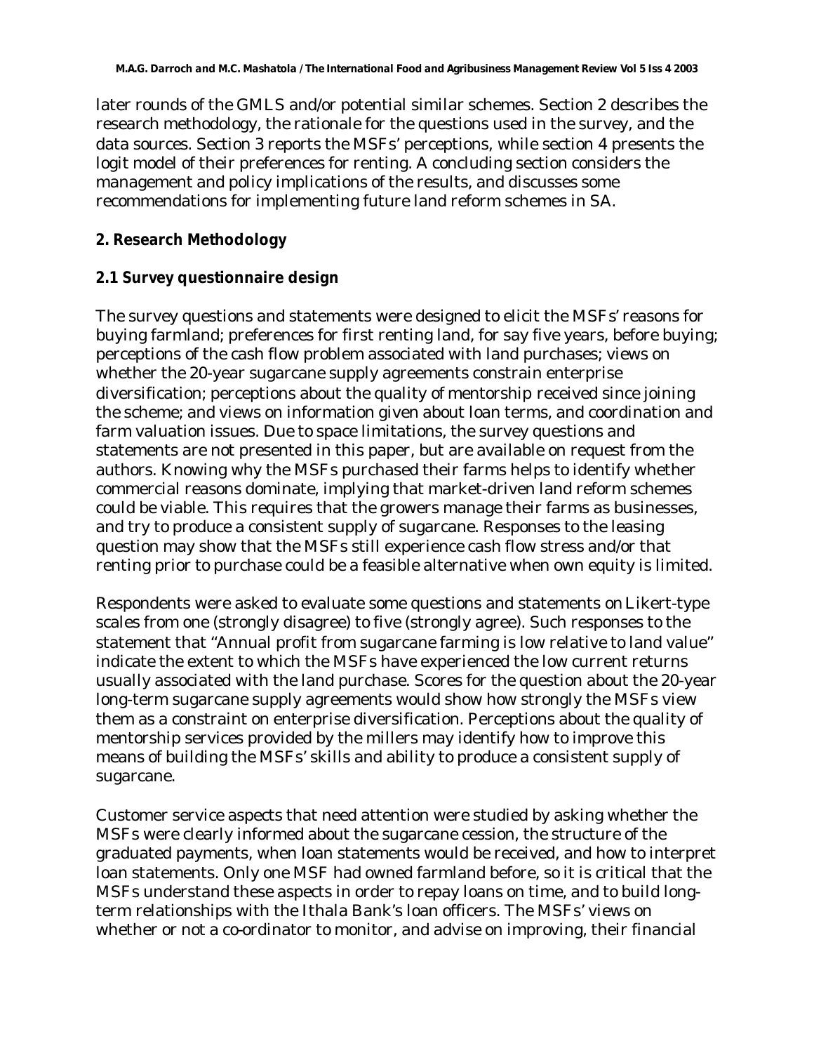later rounds of the GMLS and/or potential similar schemes. Section 2 describes the research methodology, the rationale for the questions used in the survey, and the data sources. Section 3 reports the MSFs' perceptions, while section 4 presents the logit model of their preferences for renting. A concluding section considers the management and policy implications of the results, and discusses some recommendations for implementing future land reform schemes in SA.

## 2. Research Methodology

### 2.1 Survey questionnaire design

The survey questions and statements were designed to elicit the MSFs' reasons for buying farmland; preferences for first renting land, for say five years, before buying; perceptions of the cash flow problem associated with land purchases; views on whether the 20-year sugarcane supply agreements constrain enterprise diversification; perceptions about the quality of mentorship received since joining the scheme; and views on information given about loan terms, and coordination and farm valuation issues. Due to space limitations, the survey questions and statements are not presented in this paper, but are available on request from the authors. Knowing why the MSFs purchased their farms helps to identify whether commercial reasons dominate, implying that market-driven land reform schemes could be viable. This requires that the growers manage their farms as businesses, and try to produce a consistent supply of sugarcane. Responses to the leasing question may show that the MSFs still experience cash flow stress and/or that renting prior to purchase could be a feasible alternative when own equity is limited.

Respondents were asked to evaluate some questions and statements on Likert-type scales from one (strongly disagree) to five (strongly agree). Such responses to the statement that "Annual profit from sugarcane farming is low relative to land value" indicate the extent to which the MSFs have experienced the low current returns usually associated with the land purchase. Scores for the question about the 20-year long-term sugarcane supply agreements would show how strongly the MSFs view them as a constraint on enterprise diversification. Perceptions about the quality of mentorship services provided by the millers may identify how to improve this means of building the MSFs' skills and ability to produce a consistent supply of sugarcane.

Customer service aspects that need attention were studied by asking whether the MSFs were clearly informed about the sugarcane cession, the structure of the graduated payments, when loan statements would be received, and how to interpret loan statements. Only one MSF had owned farmland before, so it is critical that the MSFs understand these aspects in order to repay loans on time, and to build long-term relationships with the Ithala Bank's loan officers. The MSFs' views on whether or not a co-ordinator to monitor, and advise on improving, their financial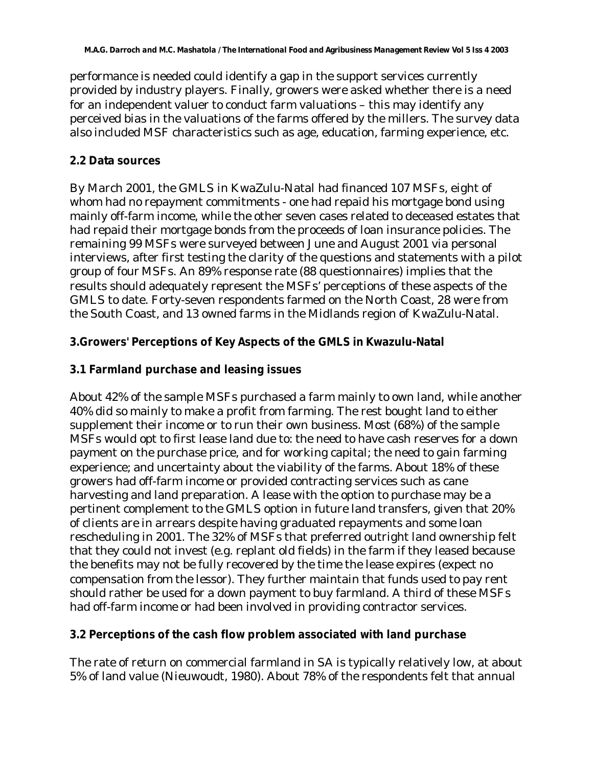performance is needed could identify a gap in the support services currently provided by industry players. Finally, growers were asked whether there is a need for an independent valuer to conduct farm valuations – this may identify any perceived bias in the valuations of the farms offered by the millers. The survey data also included MSF characteristics such as age, education, farming experience, etc.

### 2.2 Data sources

By March 2001, the GMLS in KwaZulu-Natal had financed 107 MSFs, eight of whom had no repayment commitments - one had repaid his mortgage bond using mainly off-farm income, while the other seven cases related to deceased estates that had repaid their mortgage bonds from the proceeds of loan insurance policies. The remaining 99 MSFs were surveyed between June and August 2001 via personal interviews, after first testing the clarity of the questions and statements with a pilot group of four MSFs. An 89% response rate (88 questionnaires) implies that the results should adequately represent the MSFs' perceptions of these aspects of the GMLS to date. Forty-seven respondents farmed on the North Coast, 28 were from the South Coast, and 13 owned farms in the Midlands region of KwaZulu-Natal.

## 3.Growers' Perceptions of Key Aspects of the GMLS in Kwazulu-Natal

### 3.1 Farmland purchase and leasing issues

About 42% of the sample MSFs purchased a farm mainly to own land, while another 40% did so mainly to make a profit from farming. The rest bought land to either supplement their income or to run their own business. Most (68%) of the sample MSFs would opt to first lease land due to: the need to have cash reserves for a down payment on the purchase price, and for working capital; the need to gain farming experience; and uncertainty about the viability of the farms. About 18% of these growers had off-farm income or provided contracting services such as cane harvesting and land preparation. A lease with the option to purchase may be a pertinent complement to the GMLS option in future land transfers, given that 20% of clients are in arrears despite having graduated repayments and some loan rescheduling in 2001. The 32% of MSFs that preferred outright land ownership felt that they could not invest (e.g. replant old fields) in the farm if they leased because the benefits may not be fully recovered by the time the lease expires (expect no compensation from the lessor). They further maintain that funds used to pay rent should rather be used for a down payment to buy farmland. A third of these MSFs had off-farm income or had been involved in providing contractor services.

### 3.2 Perceptions of the cash flow problem associated with land purchase

The rate of return on commercial farmland in SA is typically relatively low, at about 5% of land value (Nieuwoudt, 1980). About 78% of the respondents felt that annual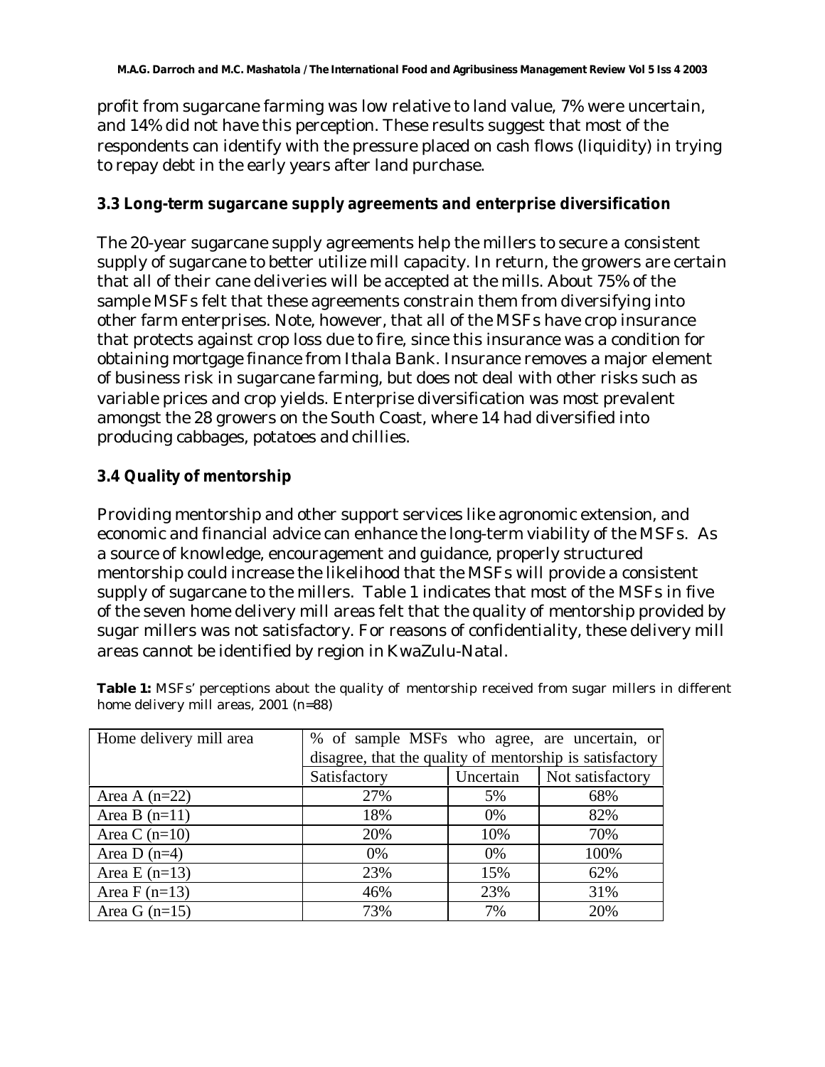profit from sugarcane farming was low relative to land value, 7% were uncertain, and 14% did not have this perception. These results suggest that most of the respondents can identify with the pressure placed on cash flows (liquidity) in trying to repay debt in the early years after land purchase.

### 3.3 Long-term sugarcane supply agreements and enterprise diversification

The 20-year sugarcane supply agreements help the millers to secure a consistent supply of sugarcane to better utilize mill capacity. In return, the growers are certain that all of their cane deliveries will be accepted at the mills. About 75% of the sample MSFs felt that these agreements constrain them from diversifying into other farm enterprises. Note, however, that all of the MSFs have crop insurance that protects against crop loss due to fire, since this insurance was a condition for obtaining mortgage finance from Ithala Bank. Insurance removes a major element of business risk in sugarcane farming, but does not deal with other risks such as variable prices and crop yields. Enterprise diversification was most prevalent amongst the 28 growers on the South Coast, where 14 had diversified into producing cabbages, potatoes and chillies.

### 3.4 Quality of mentorship

Providing mentorship and other support services like agronomic extension, and economic and financial advice can enhance the long-term viability of the MSFs. As a source of knowledge, encouragement and guidance, properly structured mentorship could increase the likelihood that the MSFs will provide a consistent supply of sugarcane to the millers. Table 1 indicates that most of the MSFs in five of the seven home delivery mill areas felt that the quality of mentorship provided by sugar millers was not satisfactory. For reasons of confidentiality, these delivery mill areas cannot be identified by region in KwaZulu-Natal.

**Table 1:** MSFs' perceptions about the quality of mentorship received from sugar millers in different home delivery mill areas, 2001 (n=88)

| Home delivery mill area | % of sample MSFs who agree, are uncertain, or disagree, that the quality of mentorship is satisfactory | | |
|---|---|---|---|
| | Satisfactory | Uncertain | Not satisfactory |
| Area A (n=22) | 27% | 5% | 68% |
| Area B (n=11) | 18% | 0% | 82% |
| Area C (n=10) | 20% | 10% | 70% |
| Area D (n=4) | 0% | 0% | 100% |
| Area E (n=13) | 23% | 15% | 62% |
| Area F (n=13) | 46% | 23% | 31% |
| Area G (n=15) | 73% | 7% | 20% |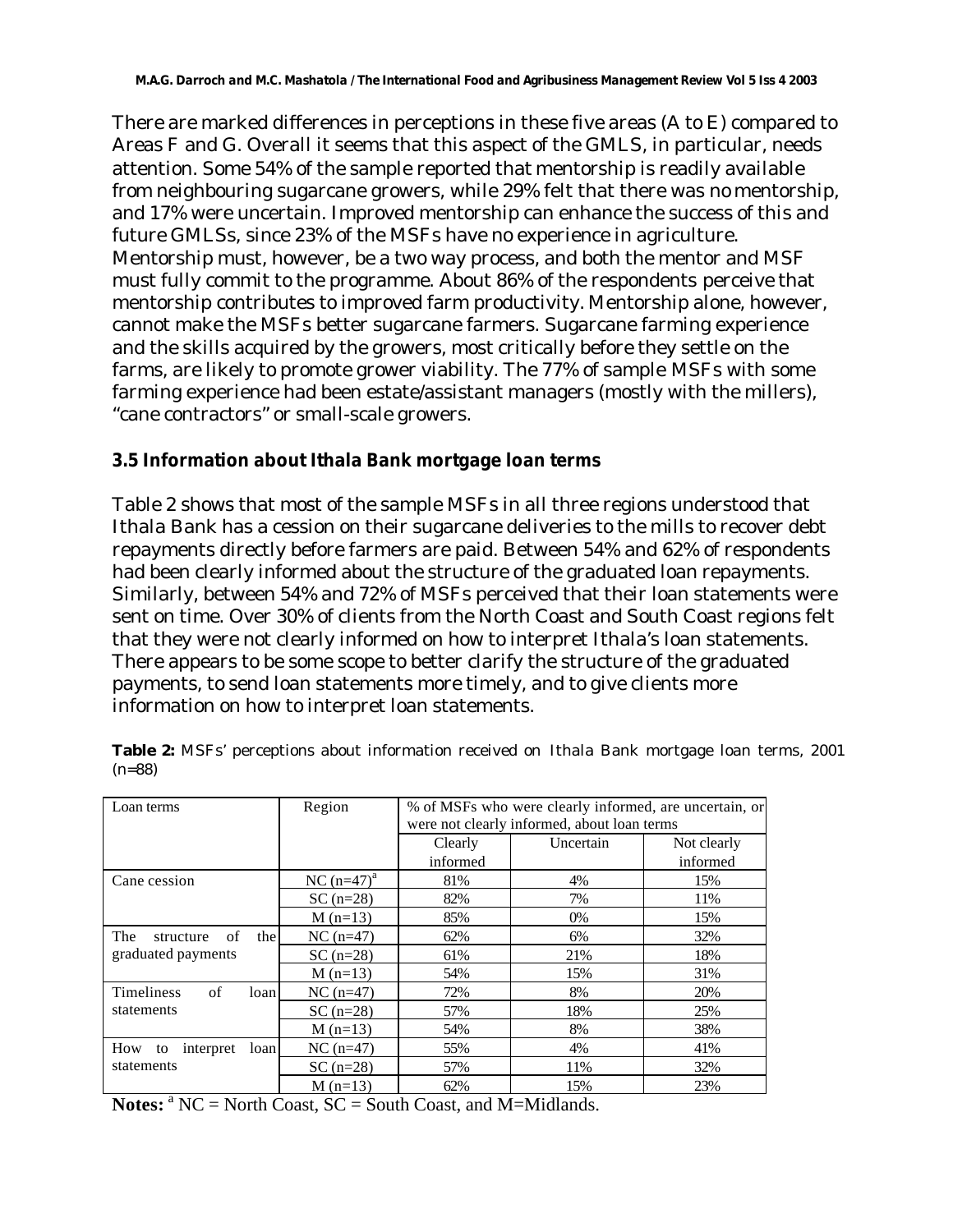There are marked differences in perceptions in these five areas (A to E) compared to Areas F and G. Overall it seems that this aspect of the GMLS, in particular, needs attention. Some 54% of the sample reported that mentorship is readily available from neighbouring sugarcane growers, while 29% felt that there was no mentorship, and 17% were uncertain. Improved mentorship can enhance the success of this and future GMLSs, since 23% of the MSFs have no experience in agriculture. Mentorship must, however, be a two way process, and both the mentor and MSF must fully commit to the programme. About 86% of the respondents perceive that mentorship contributes to improved farm productivity. Mentorship alone, however, cannot make the MSFs better sugarcane farmers. Sugarcane farming experience and the skills acquired by the growers, most critically before they settle on the farms, are likely to promote grower viability. The 77% of sample MSFs with some farming experience had been estate/assistant managers (mostly with the millers), "cane contractors" or small-scale growers.

### 3.5 Information about Ithala Bank mortgage loan terms

Table 2 shows that most of the sample MSFs in all three regions understood that Ithala Bank has a cession on their sugarcane deliveries to the mills to recover debt repayments directly before farmers are paid. Between 54% and 62% of respondents had been clearly informed about the structure of the graduated loan repayments. Similarly, between 54% and 72% of MSFs perceived that their loan statements were sent on time. Over 30% of clients from the North Coast and South Coast regions felt that they were not clearly informed on how to interpret Ithala's loan statements. There appears to be some scope to better clarify the structure of the graduated payments, to send loan statements more timely, and to give clients more information on how to interpret loan statements.

**Table 2:** MSFs' perceptions about information received on Ithala Bank mortgage loan terms, 2001 (n=88)

| Loan terms | Region | % of MSFs who were clearly informed, are uncertain, or were not clearly informed, about loan terms | | |
|---|---|---|---|---|
| | | Clearly informed | Uncertain | Not clearly informed |
| Cane cession | NC (n=47)[a] | 81% | 4% | 15% |
| | SC (n=28) | 82% | 7% | 11% |
| | M (n=13) | 85% | 0% | 15% |
| The structure of the graduated payments | NC (n=47) | 62% | 6% | 32% |
| | SC (n=28) | 61% | 21% | 18% |
| | M (n=13) | 54% | 15% | 31% |
| Timeliness of loan statements | NC (n=47) | 72% | 8% | 20% |
| | SC (n=28) | 57% | 18% | 25% |
| | M (n=13) | 54% | 8% | 38% |
| How to interpret loan statements | NC (n=47) | 55% | 4% | 41% |
| | SC (n=28) | 57% | 11% | 32% |
| | M (n=13) | 62% | 15% | 23% |

**Notes:** [a] NC = North Coast, SC = South Coast, and M=Midlands.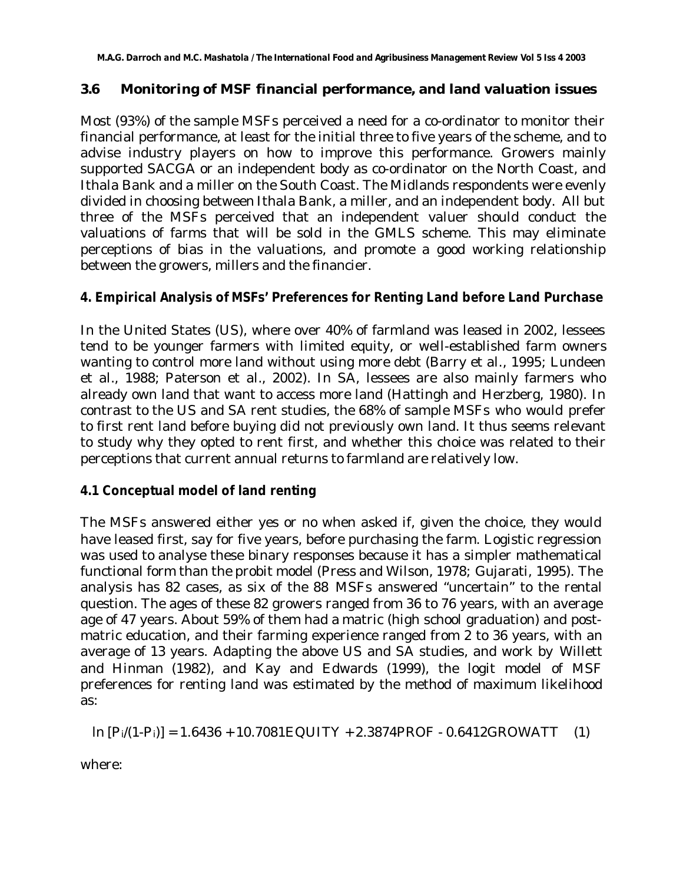### 3.6 Monitoring of MSF financial performance, and land valuation issues

Most (93%) of the sample MSFs perceived a need for a co-ordinator to monitor their financial performance, at least for the initial three to five years of the scheme, and to advise industry players on how to improve this performance. Growers mainly supported SACGA or an independent body as co-ordinator on the North Coast, and Ithala Bank and a miller on the South Coast. The Midlands respondents were evenly divided in choosing between Ithala Bank, a miller, and an independent body. All but three of the MSFs perceived that an independent valuer should conduct the valuations of farms that will be sold in the GMLS scheme. This may eliminate perceptions of bias in the valuations, and promote a good working relationship between the growers, millers and the financier.

## 4. Empirical Analysis of MSFs' Preferences for Renting Land before Land Purchase

In the United States (US), where over 40% of farmland was leased in 2002, lessees tend to be younger farmers with limited equity, or well-established farm owners wanting to control more land without using more debt (Barry et al., 1995; Lundeen et al., 1988; Paterson et al., 2002). In SA, lessees are also mainly farmers who already own land that want to access more land (Hattingh and Herzberg, 1980). In contrast to the US and SA rent studies, the 68% of sample MSFs who would prefer to first rent land before buying did not previously own land. It thus seems relevant to study why they opted to rent first, and whether this choice was related to their perceptions that current annual returns to farmland are relatively low.

### 4.1 Conceptual model of land renting

The MSFs answered either yes or no when asked if, given the choice, they would have leased first, say for five years, before purchasing the farm. Logistic regression was used to analyse these binary responses because it has a simpler mathematical functional form than the probit model (Press and Wilson, 1978; Gujarati, 1995). The analysis has 82 cases, as six of the 88 MSFs answered "uncertain" to the rental question. The ages of these 82 growers ranged from 36 to 76 years, with an average age of 47 years. About 59% of them had a matric (high school graduation) and post-matric education, and their farming experience ranged from 2 to 36 years, with an average of 13 years. Adapting the above US and SA studies, and work by Willett and Hinman (1982), and Kay and Edwards (1999), the logit model of MSF preferences for renting land was estimated by the method of maximum likelihood as:

$$\ln [P_i/(1-P_i)] = 1.6436 + 10.7081\text{EQUITY} + 2.3874\text{PROF} - 0.6412\text{GROWATT} \quad (1)$$

where: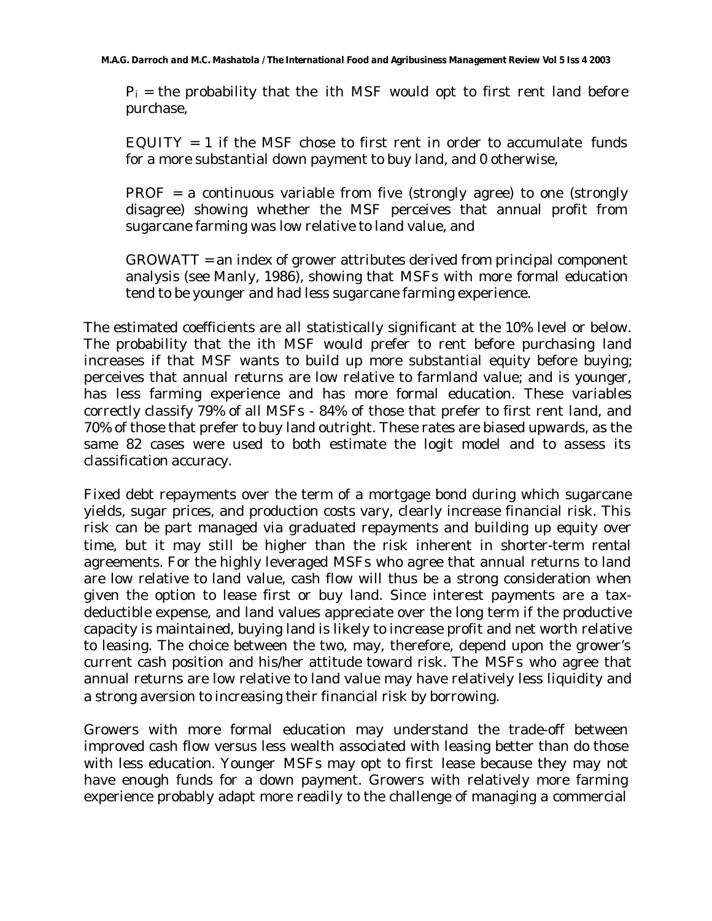$P_i$ = the probability that the ith MSF would opt to first rent land before purchase,

EQUITY = 1 if the MSF chose to first rent in order to accumulate funds for a more substantial down payment to buy land, and 0 otherwise,

PROF = a continuous variable from five (strongly agree) to one (strongly disagree) showing whether the MSF perceives that annual profit from sugarcane farming was low relative to land value, and

GROWATT = an index of grower attributes derived from principal component analysis (see Manly, 1986), showing that MSFs with more formal education tend to be younger and had less sugarcane farming experience.

The estimated coefficients are all statistically significant at the 10% level or below. The probability that the ith MSF would prefer to rent before purchasing land increases if that MSF wants to build up more substantial equity before buying; perceives that annual returns are low relative to farmland value; and is younger, has less farming experience and has more formal education. These variables correctly classify 79% of all MSFs - 84% of those that prefer to first rent land, and 70% of those that prefer to buy land outright. These rates are biased upwards, as the same 82 cases were used to both estimate the logit model and to assess its classification accuracy.

Fixed debt repayments over the term of a mortgage bond during which sugarcane yields, sugar prices, and production costs vary, clearly increase financial risk. This risk can be part managed via graduated repayments and building up equity over time, but it may still be higher than the risk inherent in shorter-term rental agreements. For the highly leveraged MSFs who agree that annual returns to land are low relative to land value, cash flow will thus be a strong consideration when given the option to lease first or buy land. Since interest payments are a tax-deductible expense, and land values appreciate over the long term if the productive capacity is maintained, buying land is likely to increase profit and net worth relative to leasing. The choice between the two, may, therefore, depend upon the grower's current cash position and his/her attitude toward risk. The MSFs who agree that annual returns are low relative to land value may have relatively less liquidity and a strong aversion to increasing their financial risk by borrowing.

Growers with more formal education may understand the trade-off between improved cash flow versus less wealth associated with leasing better than do those with less education. Younger MSFs may opt to first lease because they may not have enough funds for a down payment. Growers with relatively more farming experience probably adapt more readily to the challenge of managing a commercial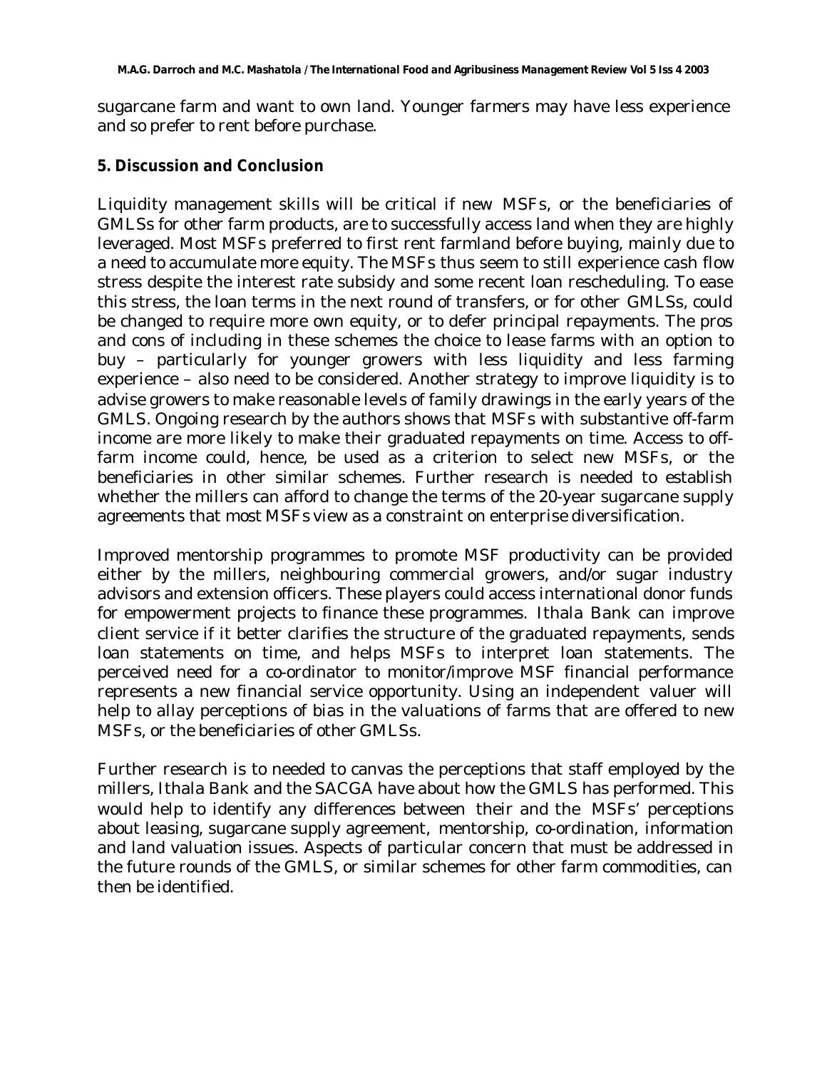sugarcane farm and want to own land. Younger farmers may have less experience and so prefer to rent before purchase.

## 5. Discussion and Conclusion

Liquidity management skills will be critical if new MSFs, or the beneficiaries of GMLSs for other farm products, are to successfully access land when they are highly leveraged. Most MSFs preferred to first rent farmland before buying, mainly due to a need to accumulate more equity. The MSFs thus seem to still experience cash flow stress despite the interest rate subsidy and some recent loan rescheduling. To ease this stress, the loan terms in the next round of transfers, or for other GMLSs, could be changed to require more own equity, or to defer principal repayments. The pros and cons of including in these schemes the choice to lease farms with an option to buy – particularly for younger growers with less liquidity and less farming experience – also need to be considered. Another strategy to improve liquidity is to advise growers to make reasonable levels of family drawings in the early years of the GMLS. Ongoing research by the authors shows that MSFs with substantive off-farm income are more likely to make their graduated repayments on time. Access to off-farm income could, hence, be used as a criterion to select new MSFs, or the beneficiaries in other similar schemes. Further research is needed to establish whether the millers can afford to change the terms of the 20-year sugarcane supply agreements that most MSFs view as a constraint on enterprise diversification.

Improved mentorship programmes to promote MSF productivity can be provided either by the millers, neighbouring commercial growers, and/or sugar industry advisors and extension officers. These players could access international donor funds for empowerment projects to finance these programmes. Ithala Bank can improve client service if it better clarifies the structure of the graduated repayments, sends loan statements on time, and helps MSFs to interpret loan statements. The perceived need for a co-ordinator to monitor/improve MSF financial performance represents a new financial service opportunity. Using an independent valuer will help to allay perceptions of bias in the valuations of farms that are offered to new MSFs, or the beneficiaries of other GMLSs.

Further research is to needed to canvas the perceptions that staff employed by the millers, Ithala Bank and the SACGA have about how the GMLS has performed. This would help to identify any differences between their and the MSFs' perceptions about leasing, sugarcane supply agreement, mentorship, co-ordination, information and land valuation issues. Aspects of particular concern that must be addressed in the future rounds of the GMLS, or similar schemes for other farm commodities, can then be identified.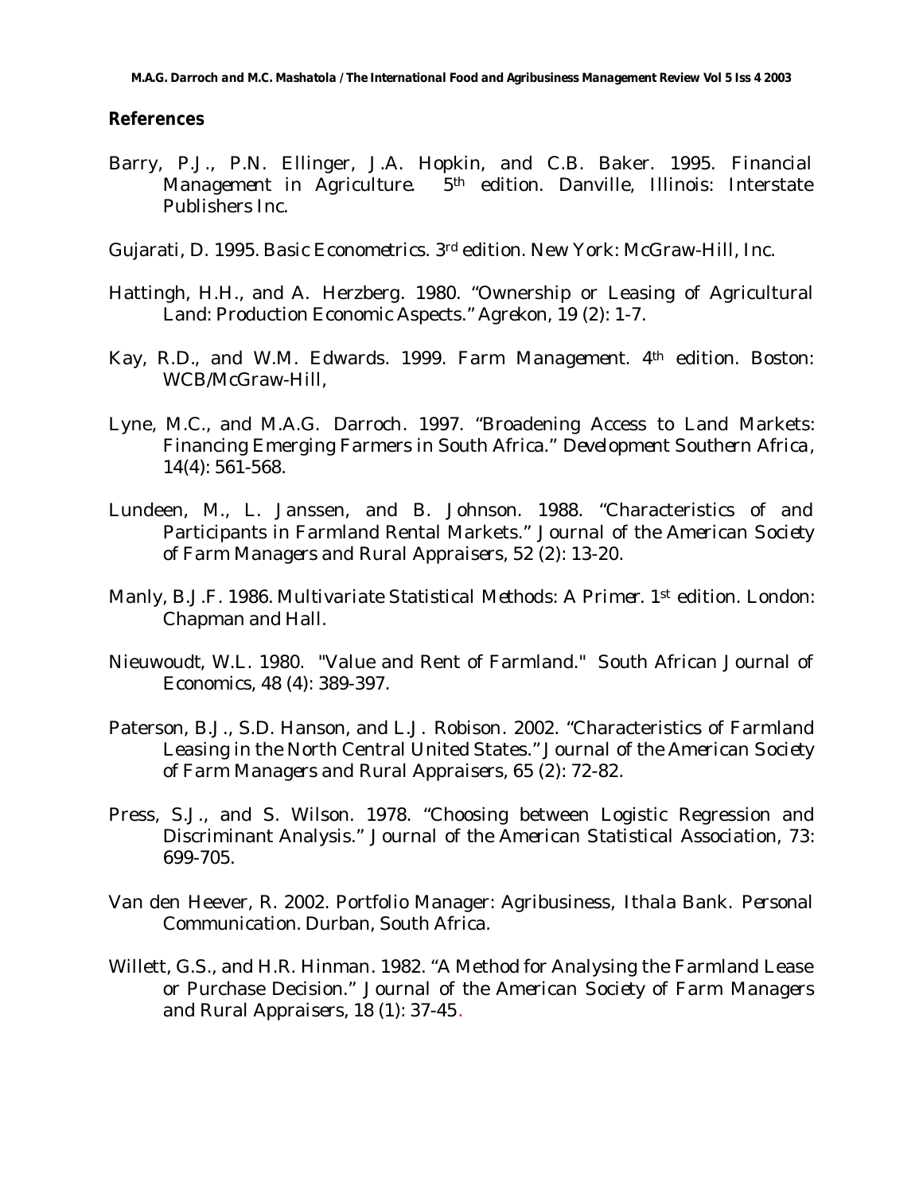## References

Barry, P.J., P.N. Ellinger, J.A. Hopkin, and C.B. Baker. 1995. *Financial Management in Agriculture*. 5th edition. Danville, Illinois: Interstate Publishers Inc.

Gujarati, D. 1995. *Basic Econometrics*. 3rd edition. New York: McGraw-Hill, Inc.

Hattingh, H.H., and A. Herzberg. 1980. "Ownership or Leasing of Agricultural Land: Production Economic Aspects." *Agrekon*, 19 (2): 1-7.

Kay, R.D., and W.M. Edwards. 1999. *Farm Management*. 4th edition. Boston: WCB/McGraw-Hill,

Lyne, M.C., and M.A.G. Darroch. 1997. "Broadening Access to Land Markets: Financing Emerging Farmers in South Africa." *Development Southern Africa*, 14(4): 561-568.

Lundeen, M., L. Janssen, and B. Johnson. 1988. "Characteristics of and Participants in Farmland Rental Markets." *Journal of the American Society of Farm Managers and Rural Appraisers*, 52 (2): 13-20.

Manly, B.J.F. 1986. *Multivariate Statistical Methods: A Primer*. 1st edition. London: Chapman and Hall.

Nieuwoudt, W.L. 1980. "Value and Rent of Farmland." *South African Journal of Economics*, 48 (4): 389-397.

Paterson, B.J., S.D. Hanson, and L.J. Robison. 2002. "Characteristics of Farmland Leasing in the North Central United States." *Journal of the American Society of Farm Managers and Rural Appraisers*, 65 (2): 72-82.

Press, S.J., and S. Wilson. 1978. "Choosing between Logistic Regression and Discriminant Analysis." *Journal of the American Statistical Association*, 73: 699-705.

Van den Heever, R. 2002. Portfolio Manager: Agribusiness, Ithala Bank. *Personal Communication*. Durban, South Africa.

Willett, G.S., and H.R. Hinman. 1982. "A Method for Analysing the Farmland Lease or Purchase Decision." *Journal of the American Society of Farm Managers and Rural Appraisers*, 18 (1): 37-45.